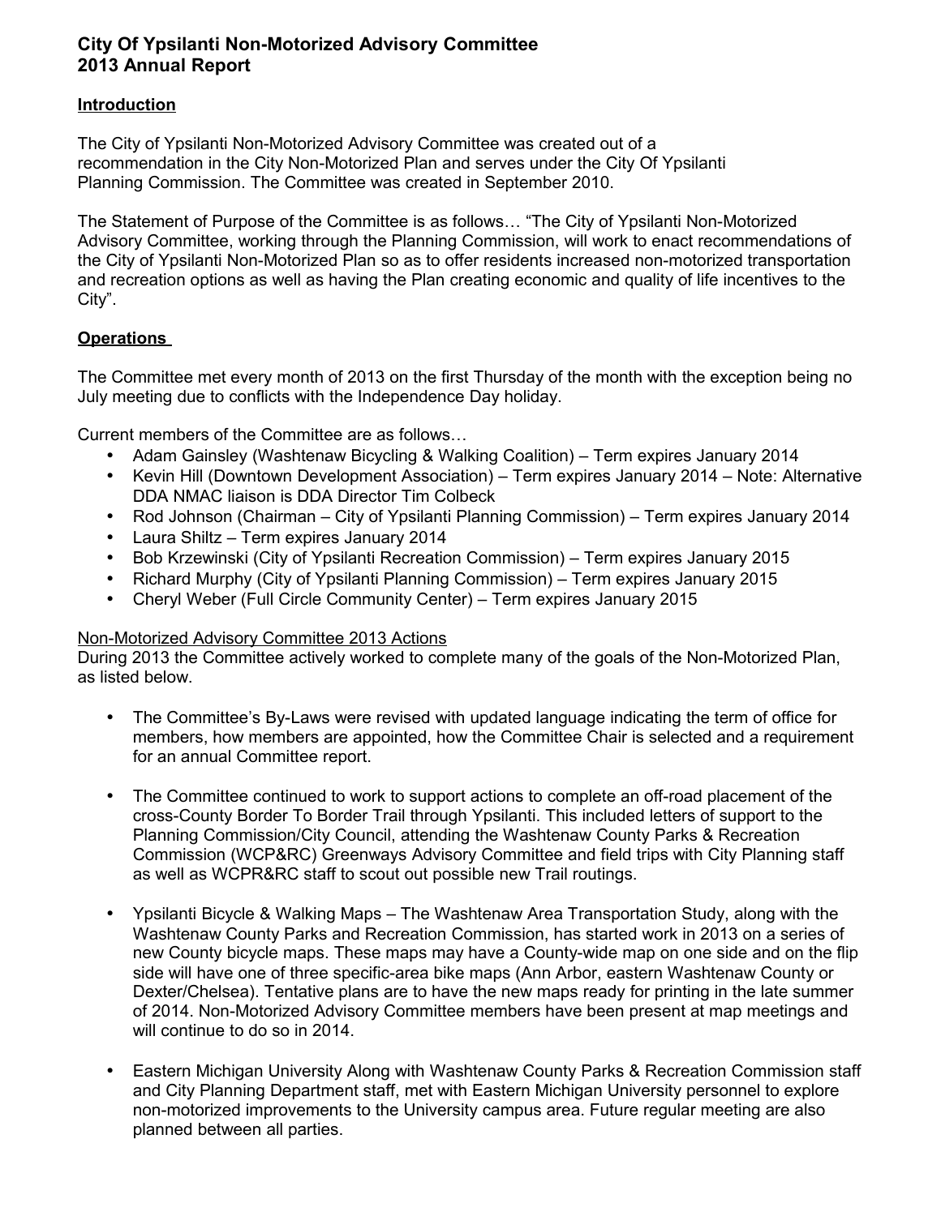# City Of Ypsilanti Non-Motorized Advisory Committee
# 2013 Annual Report

## Introduction

The City of Ypsilanti Non-Motorized Advisory Committee was created out of a recommendation in the City Non-Motorized Plan and serves under the City Of Ypsilanti Planning Commission. The Committee was created in September 2010.

The Statement of Purpose of the Committee is as follows… "The City of Ypsilanti Non-Motorized Advisory Committee, working through the Planning Commission, will work to enact recommendations of the City of Ypsilanti Non-Motorized Plan so as to offer residents increased non-motorized transportation and recreation options as well as having the Plan creating economic and quality of life incentives to the City".

## Operations

The Committee met every month of 2013 on the first Thursday of the month with the exception being no July meeting due to conflicts with the Independence Day holiday.

Current members of the Committee are as follows…

- Adam Gainsley (Washtenaw Bicycling & Walking Coalition) – Term expires January 2014
- Kevin Hill (Downtown Development Association) – Term expires January 2014 – Note: Alternative DDA NMAC liaison is DDA Director Tim Colbeck
- Rod Johnson (Chairman – City of Ypsilanti Planning Commission) – Term expires January 2014
- Laura Shiltz – Term expires January 2014
- Bob Krzewinski (City of Ypsilanti Recreation Commission) – Term expires January 2015
- Richard Murphy (City of Ypsilanti Planning Commission) – Term expires January 2015
- Cheryl Weber (Full Circle Community Center) – Term expires January 2015

Non-Motorized Advisory Committee 2013 Actions

During 2013 the Committee actively worked to complete many of the goals of the Non-Motorized Plan, as listed below.

- The Committee's By-Laws were revised with updated language indicating the term of office for members, how members are appointed, how the Committee Chair is selected and a requirement for an annual Committee report.

- The Committee continued to work to support actions to complete an off-road placement of the cross-County Border To Border Trail through Ypsilanti. This included letters of support to the Planning Commission/City Council, attending the Washtenaw County Parks & Recreation Commission (WCP&RC) Greenways Advisory Committee and field trips with City Planning staff as well as WCPR&RC staff to scout out possible new Trail routings.

- Ypsilanti Bicycle & Walking Maps – The Washtenaw Area Transportation Study, along with the Washtenaw County Parks and Recreation Commission, has started work in 2013 on a series of new County bicycle maps. These maps may have a County-wide map on one side and on the flip side will have one of three specific-area bike maps (Ann Arbor, eastern Washtenaw County or Dexter/Chelsea). Tentative plans are to have the new maps ready for printing in the late summer of 2014. Non-Motorized Advisory Committee members have been present at map meetings and will continue to do so in 2014.

- Eastern Michigan University Along with Washtenaw County Parks & Recreation Commission staff and City Planning Department staff, met with Eastern Michigan University personnel to explore non-motorized improvements to the University campus area. Future regular meeting are also planned between all parties.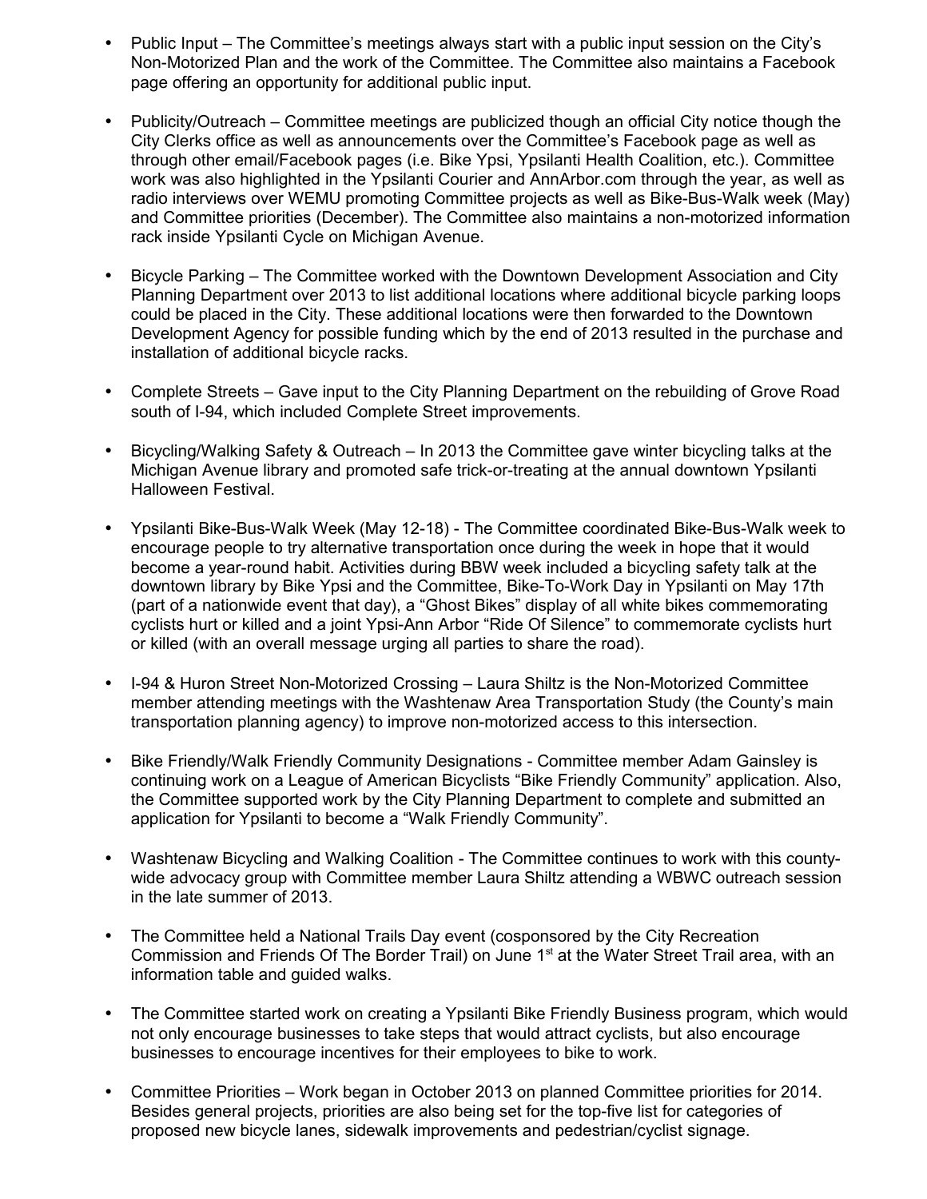- Public Input – The Committee's meetings always start with a public input session on the City's Non-Motorized Plan and the work of the Committee. The Committee also maintains a Facebook page offering an opportunity for additional public input.

- Publicity/Outreach – Committee meetings are publicized though an official City notice though the City Clerks office as well as announcements over the Committee's Facebook page as well as through other email/Facebook pages (i.e. Bike Ypsi, Ypsilanti Health Coalition, etc.). Committee work was also highlighted in the Ypsilanti Courier and AnnArbor.com through the year, as well as radio interviews over WEMU promoting Committee projects as well as Bike-Bus-Walk week (May) and Committee priorities (December). The Committee also maintains a non-motorized information rack inside Ypsilanti Cycle on Michigan Avenue.

- Bicycle Parking – The Committee worked with the Downtown Development Association and City Planning Department over 2013 to list additional locations where additional bicycle parking loops could be placed in the City. These additional locations were then forwarded to the Downtown Development Agency for possible funding which by the end of 2013 resulted in the purchase and installation of additional bicycle racks.

- Complete Streets – Gave input to the City Planning Department on the rebuilding of Grove Road south of I-94, which included Complete Street improvements.

- Bicycling/Walking Safety & Outreach – In 2013 the Committee gave winter bicycling talks at the Michigan Avenue library and promoted safe trick-or-treating at the annual downtown Ypsilanti Halloween Festival.

- Ypsilanti Bike-Bus-Walk Week (May 12-18) - The Committee coordinated Bike-Bus-Walk week to encourage people to try alternative transportation once during the week in hope that it would become a year-round habit. Activities during BBW week included a bicycling safety talk at the downtown library by Bike Ypsi and the Committee, Bike-To-Work Day in Ypsilanti on May 17th (part of a nationwide event that day), a "Ghost Bikes" display of all white bikes commemorating cyclists hurt or killed and a joint Ypsi-Ann Arbor "Ride Of Silence" to commemorate cyclists hurt or killed (with an overall message urging all parties to share the road).

- I-94 & Huron Street Non-Motorized Crossing – Laura Shiltz is the Non-Motorized Committee member attending meetings with the Washtenaw Area Transportation Study (the County's main transportation planning agency) to improve non-motorized access to this intersection.

- Bike Friendly/Walk Friendly Community Designations - Committee member Adam Gainsley is continuing work on a League of American Bicyclists "Bike Friendly Community" application. Also, the Committee supported work by the City Planning Department to complete and submitted an application for Ypsilanti to become a "Walk Friendly Community".

- Washtenaw Bicycling and Walking Coalition - The Committee continues to work with this county-wide advocacy group with Committee member Laura Shiltz attending a WBWC outreach session in the late summer of 2013.

- The Committee held a National Trails Day event (cosponsored by the City Recreation Commission and Friends Of The Border Trail) on June 1st at the Water Street Trail area, with an information table and guided walks.

- The Committee started work on creating a Ypsilanti Bike Friendly Business program, which would not only encourage businesses to take steps that would attract cyclists, but also encourage businesses to encourage incentives for their employees to bike to work.

- Committee Priorities – Work began in October 2013 on planned Committee priorities for 2014. Besides general projects, priorities are also being set for the top-five list for categories of proposed new bicycle lanes, sidewalk improvements and pedestrian/cyclist signage.